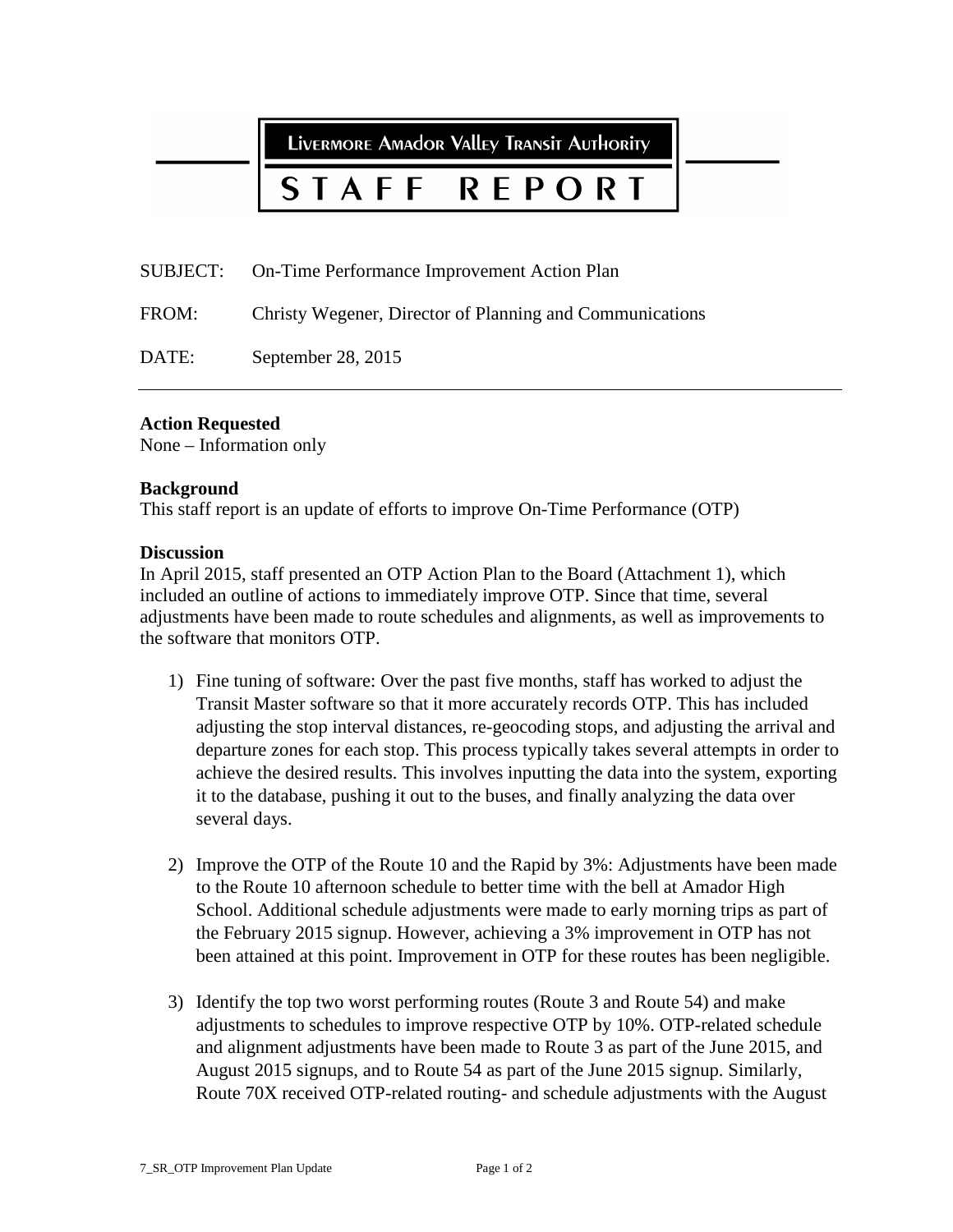# Livermore Amador Valley Transit Authority

# STAFF REPORT

SUBJECT: On-Time Performance Improvement Action Plan

FROM: Christy Wegener, Director of Planning and Communications

DATE: September 28, 2015

---

**Action Requested**
None – Information only

**Background**
This staff report is an update of efforts to improve On-Time Performance (OTP)

**Discussion**
In April 2015, staff presented an OTP Action Plan to the Board (Attachment 1), which included an outline of actions to immediately improve OTP. Since that time, several adjustments have been made to route schedules and alignments, as well as improvements to the software that monitors OTP.

1) Fine tuning of software: Over the past five months, staff has worked to adjust the Transit Master software so that it more accurately records OTP. This has included adjusting the stop interval distances, re-geocoding stops, and adjusting the arrival and departure zones for each stop. This process typically takes several attempts in order to achieve the desired results. This involves inputting the data into the system, exporting it to the database, pushing it out to the buses, and finally analyzing the data over several days.

2) Improve the OTP of the Route 10 and the Rapid by 3%: Adjustments have been made to the Route 10 afternoon schedule to better time with the bell at Amador High School. Additional schedule adjustments were made to early morning trips as part of the February 2015 signup. However, achieving a 3% improvement in OTP has not been attained at this point. Improvement in OTP for these routes has been negligible.

3) Identify the top two worst performing routes (Route 3 and Route 54) and make adjustments to schedules to improve respective OTP by 10%. OTP-related schedule and alignment adjustments have been made to Route 3 as part of the June 2015, and August 2015 signups, and to Route 54 as part of the June 2015 signup. Similarly, Route 70X received OTP-related routing- and schedule adjustments with the August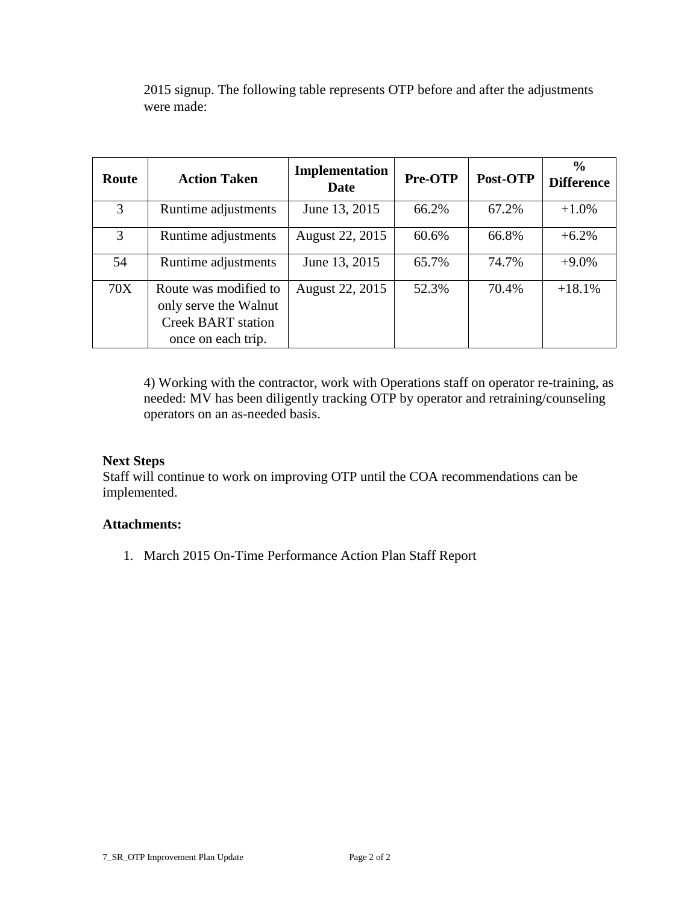2015 signup. The following table represents OTP before and after the adjustments were made:

| Route | Action Taken | Implementation Date | Pre-OTP | Post-OTP | % Difference |
|---|---|---|---|---|---|
| 3 | Runtime adjustments | June 13, 2015 | 66.2% | 67.2% | +1.0% |
| 3 | Runtime adjustments | August 22, 2015 | 60.6% | 66.8% | +6.2% |
| 54 | Runtime adjustments | June 13, 2015 | 65.7% | 74.7% | +9.0% |
| 70X | Route was modified to only serve the Walnut Creek BART station once on each trip. | August 22, 2015 | 52.3% | 70.4% | +18.1% |

4) Working with the contractor, work with Operations staff on operator re-training, as needed: MV has been diligently tracking OTP by operator and retraining/counseling operators on an as-needed basis.

**Next Steps**

Staff will continue to work on improving OTP until the COA recommendations can be implemented.

**Attachments:**

1. March 2015 On-Time Performance Action Plan Staff Report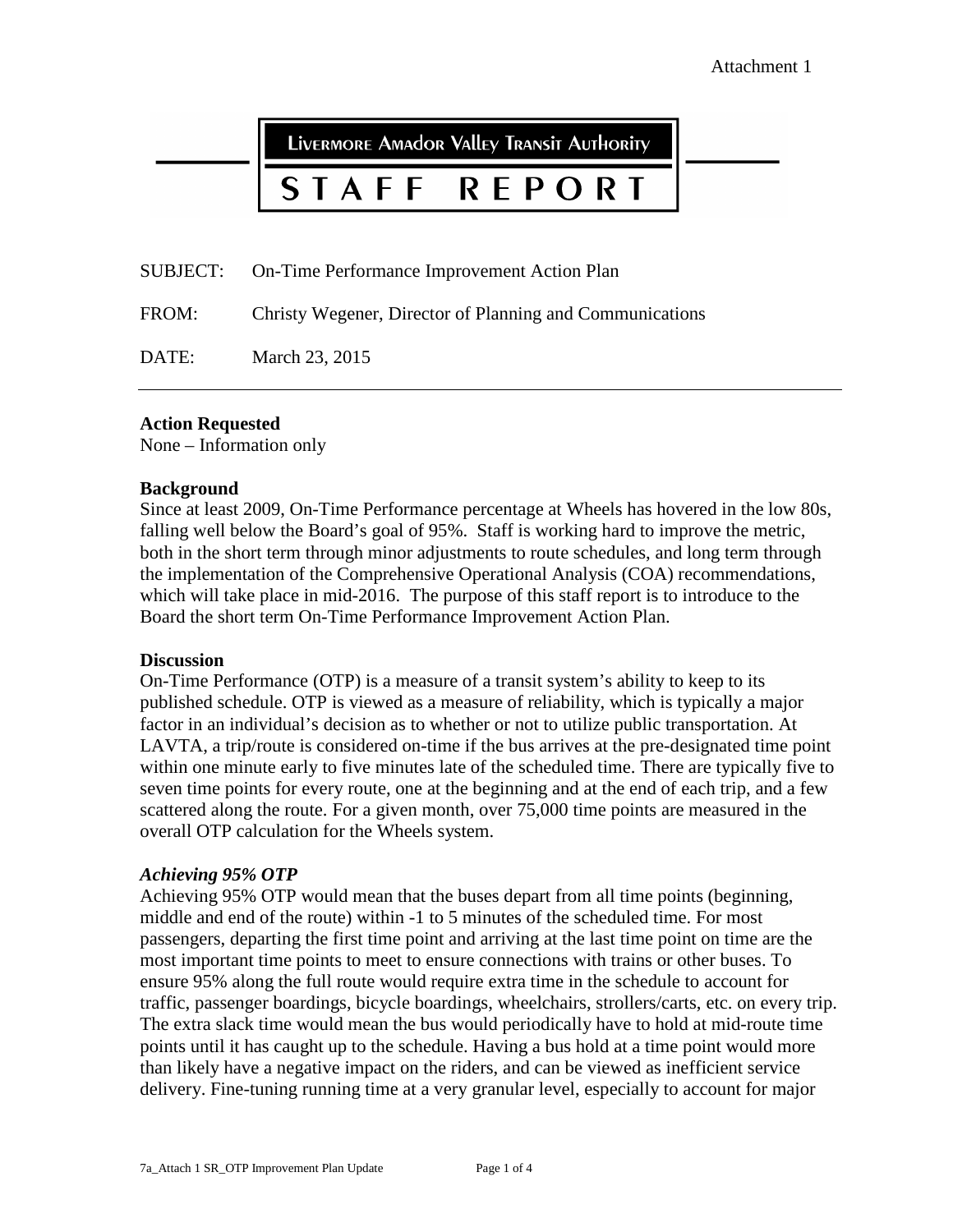Attachment 1

**LIVERMORE AMADOR VALLEY TRANSIT AUTHORITY**

# STAFF REPORT

SUBJECT: On-Time Performance Improvement Action Plan

FROM: Christy Wegener, Director of Planning and Communications

DATE: March 23, 2015

---

**Action Requested**
None – Information only

**Background**
Since at least 2009, On-Time Performance percentage at Wheels has hovered in the low 80s, falling well below the Board's goal of 95%. Staff is working hard to improve the metric, both in the short term through minor adjustments to route schedules, and long term through the implementation of the Comprehensive Operational Analysis (COA) recommendations, which will take place in mid-2016. The purpose of this staff report is to introduce to the Board the short term On-Time Performance Improvement Action Plan.

**Discussion**
On-Time Performance (OTP) is a measure of a transit system's ability to keep to its published schedule. OTP is viewed as a measure of reliability, which is typically a major factor in an individual's decision as to whether or not to utilize public transportation. At LAVTA, a trip/route is considered on-time if the bus arrives at the pre-designated time point within one minute early to five minutes late of the scheduled time. There are typically five to seven time points for every route, one at the beginning and at the end of each trip, and a few scattered along the route. For a given month, over 75,000 time points are measured in the overall OTP calculation for the Wheels system.

***Achieving 95% OTP***
Achieving 95% OTP would mean that the buses depart from all time points (beginning, middle and end of the route) within -1 to 5 minutes of the scheduled time. For most passengers, departing the first time point and arriving at the last time point on time are the most important time points to meet to ensure connections with trains or other buses. To ensure 95% along the full route would require extra time in the schedule to account for traffic, passenger boardings, bicycle boardings, wheelchairs, strollers/carts, etc. on every trip. The extra slack time would mean the bus would periodically have to hold at mid-route time points until it has caught up to the schedule. Having a bus hold at a time point would more than likely have a negative impact on the riders, and can be viewed as inefficient service delivery. Fine-tuning running time at a very granular level, especially to account for major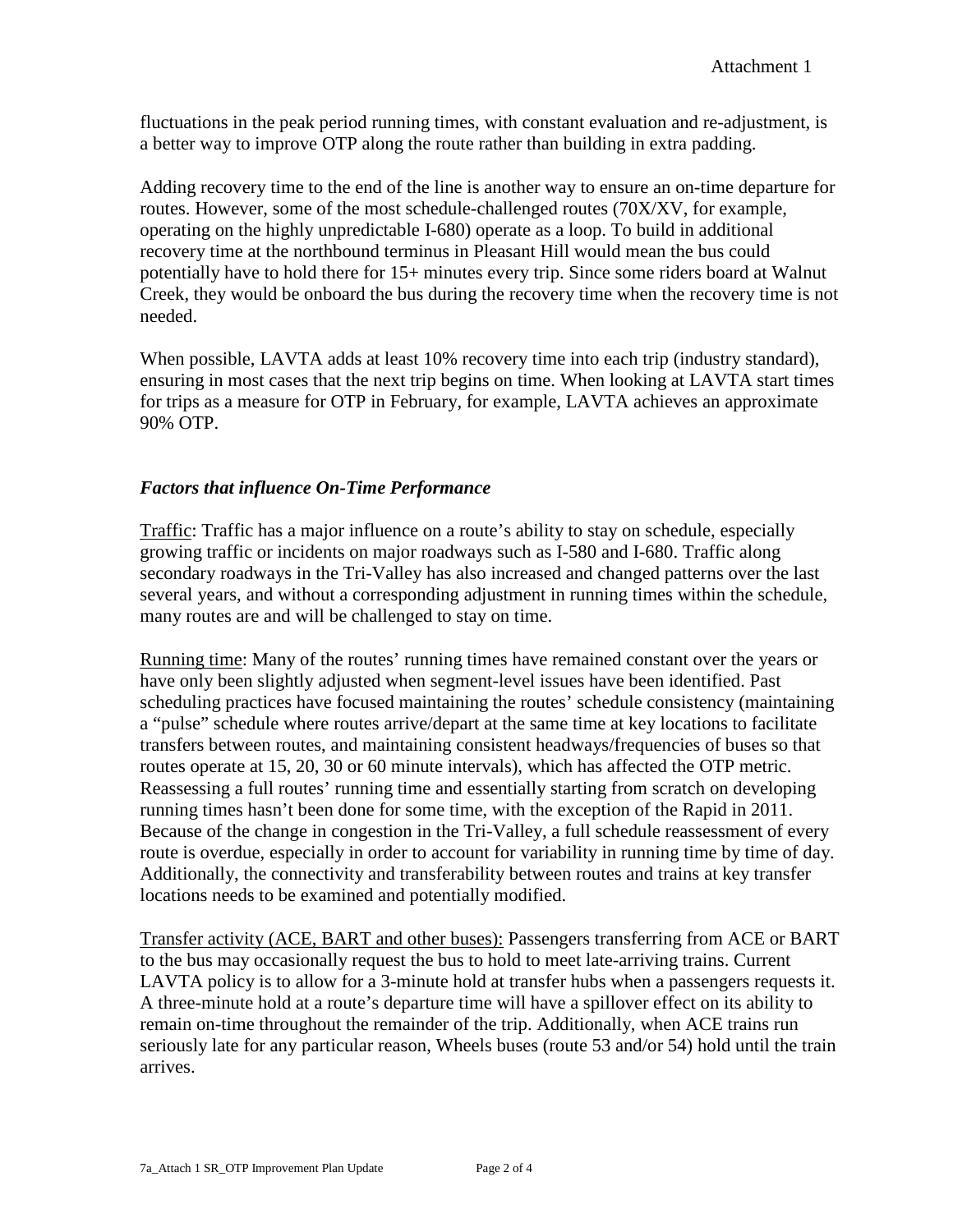fluctuations in the peak period running times, with constant evaluation and re-adjustment, is a better way to improve OTP along the route rather than building in extra padding.

Adding recovery time to the end of the line is another way to ensure an on-time departure for routes. However, some of the most schedule-challenged routes (70X/XV, for example, operating on the highly unpredictable I-680) operate as a loop. To build in additional recovery time at the northbound terminus in Pleasant Hill would mean the bus could potentially have to hold there for 15+ minutes every trip. Since some riders board at Walnut Creek, they would be onboard the bus during the recovery time when the recovery time is not needed.

When possible, LAVTA adds at least 10% recovery time into each trip (industry standard), ensuring in most cases that the next trip begins on time. When looking at LAVTA start times for trips as a measure for OTP in February, for example, LAVTA achieves an approximate 90% OTP.

### *Factors that influence On-Time Performance*

Traffic: Traffic has a major influence on a route's ability to stay on schedule, especially growing traffic or incidents on major roadways such as I-580 and I-680. Traffic along secondary roadways in the Tri-Valley has also increased and changed patterns over the last several years, and without a corresponding adjustment in running times within the schedule, many routes are and will be challenged to stay on time.

Running time: Many of the routes' running times have remained constant over the years or have only been slightly adjusted when segment-level issues have been identified. Past scheduling practices have focused maintaining the routes' schedule consistency (maintaining a "pulse" schedule where routes arrive/depart at the same time at key locations to facilitate transfers between routes, and maintaining consistent headways/frequencies of buses so that routes operate at 15, 20, 30 or 60 minute intervals), which has affected the OTP metric. Reassessing a full routes' running time and essentially starting from scratch on developing running times hasn't been done for some time, with the exception of the Rapid in 2011. Because of the change in congestion in the Tri-Valley, a full schedule reassessment of every route is overdue, especially in order to account for variability in running time by time of day. Additionally, the connectivity and transferability between routes and trains at key transfer locations needs to be examined and potentially modified.

Transfer activity (ACE, BART and other buses): Passengers transferring from ACE or BART to the bus may occasionally request the bus to hold to meet late-arriving trains. Current LAVTA policy is to allow for a 3-minute hold at transfer hubs when a passengers requests it. A three-minute hold at a route's departure time will have a spillover effect on its ability to remain on-time throughout the remainder of the trip. Additionally, when ACE trains run seriously late for any particular reason, Wheels buses (route 53 and/or 54) hold until the train arrives.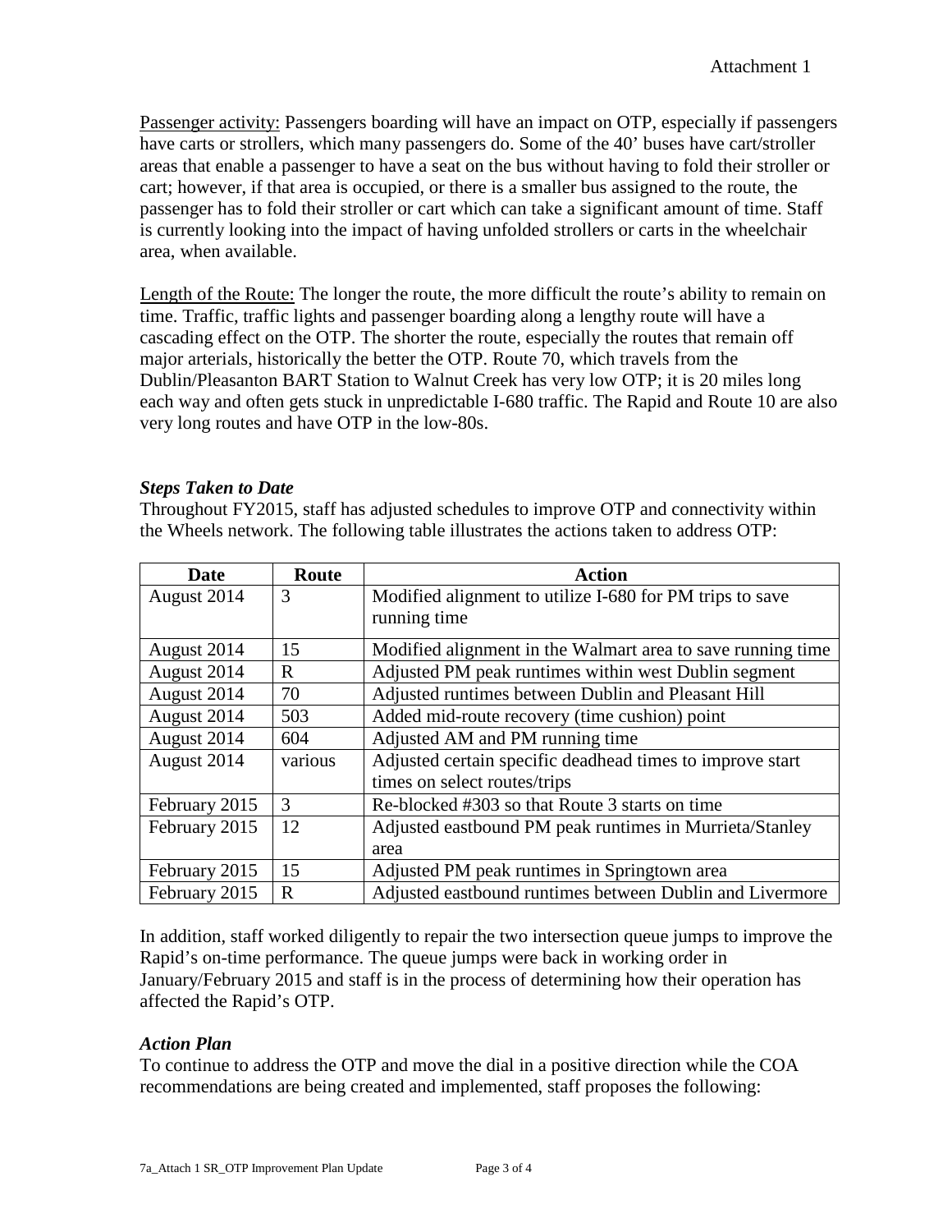Passenger activity: Passengers boarding will have an impact on OTP, especially if passengers have carts or strollers, which many passengers do. Some of the 40' buses have cart/stroller areas that enable a passenger to have a seat on the bus without having to fold their stroller or cart; however, if that area is occupied, or there is a smaller bus assigned to the route, the passenger has to fold their stroller or cart which can take a significant amount of time. Staff is currently looking into the impact of having unfolded strollers or carts in the wheelchair area, when available.

Length of the Route: The longer the route, the more difficult the route's ability to remain on time. Traffic, traffic lights and passenger boarding along a lengthy route will have a cascading effect on the OTP. The shorter the route, especially the routes that remain off major arterials, historically the better the OTP. Route 70, which travels from the Dublin/Pleasanton BART Station to Walnut Creek has very low OTP; it is 20 miles long each way and often gets stuck in unpredictable I-680 traffic. The Rapid and Route 10 are also very long routes and have OTP in the low-80s.

### *Steps Taken to Date*

Throughout FY2015, staff has adjusted schedules to improve OTP and connectivity within the Wheels network. The following table illustrates the actions taken to address OTP:

| Date | Route | Action |
|---|---|---|
| August 2014 | 3 | Modified alignment to utilize I-680 for PM trips to save running time |
| August 2014 | 15 | Modified alignment in the Walmart area to save running time |
| August 2014 | R | Adjusted PM peak runtimes within west Dublin segment |
| August 2014 | 70 | Adjusted runtimes between Dublin and Pleasant Hill |
| August 2014 | 503 | Added mid-route recovery (time cushion) point |
| August 2014 | 604 | Adjusted AM and PM running time |
| August 2014 | various | Adjusted certain specific deadhead times to improve start times on select routes/trips |
| February 2015 | 3 | Re-blocked #303 so that Route 3 starts on time |
| February 2015 | 12 | Adjusted eastbound PM peak runtimes in Murrieta/Stanley area |
| February 2015 | 15 | Adjusted PM peak runtimes in Springtown area |
| February 2015 | R | Adjusted eastbound runtimes between Dublin and Livermore |

In addition, staff worked diligently to repair the two intersection queue jumps to improve the Rapid's on-time performance. The queue jumps were back in working order in January/February 2015 and staff is in the process of determining how their operation has affected the Rapid's OTP.

### *Action Plan*

To continue to address the OTP and move the dial in a positive direction while the COA recommendations are being created and implemented, staff proposes the following: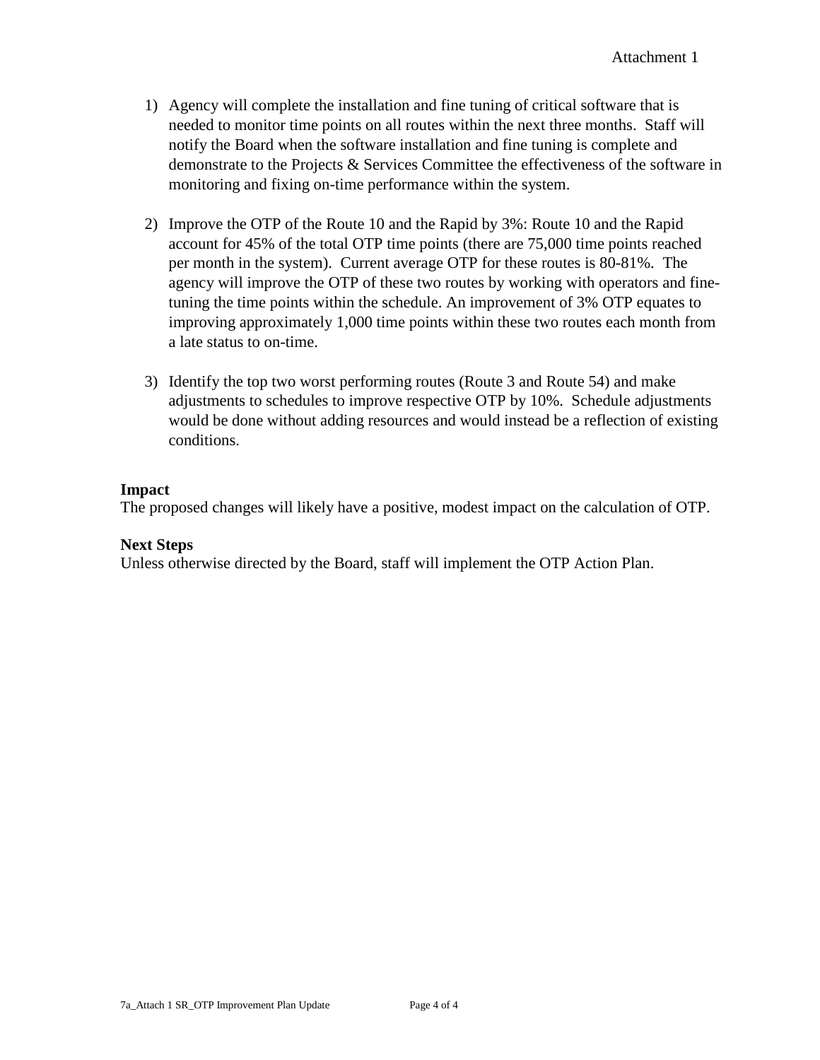1) Agency will complete the installation and fine tuning of critical software that is needed to monitor time points on all routes within the next three months. Staff will notify the Board when the software installation and fine tuning is complete and demonstrate to the Projects & Services Committee the effectiveness of the software in monitoring and fixing on-time performance within the system.

2) Improve the OTP of the Route 10 and the Rapid by 3%: Route 10 and the Rapid account for 45% of the total OTP time points (there are 75,000 time points reached per month in the system). Current average OTP for these routes is 80-81%. The agency will improve the OTP of these two routes by working with operators and fine-tuning the time points within the schedule. An improvement of 3% OTP equates to improving approximately 1,000 time points within these two routes each month from a late status to on-time.

3) Identify the top two worst performing routes (Route 3 and Route 54) and make adjustments to schedules to improve respective OTP by 10%. Schedule adjustments would be done without adding resources and would instead be a reflection of existing conditions.

**Impact**

The proposed changes will likely have a positive, modest impact on the calculation of OTP.

**Next Steps**

Unless otherwise directed by the Board, staff will implement the OTP Action Plan.